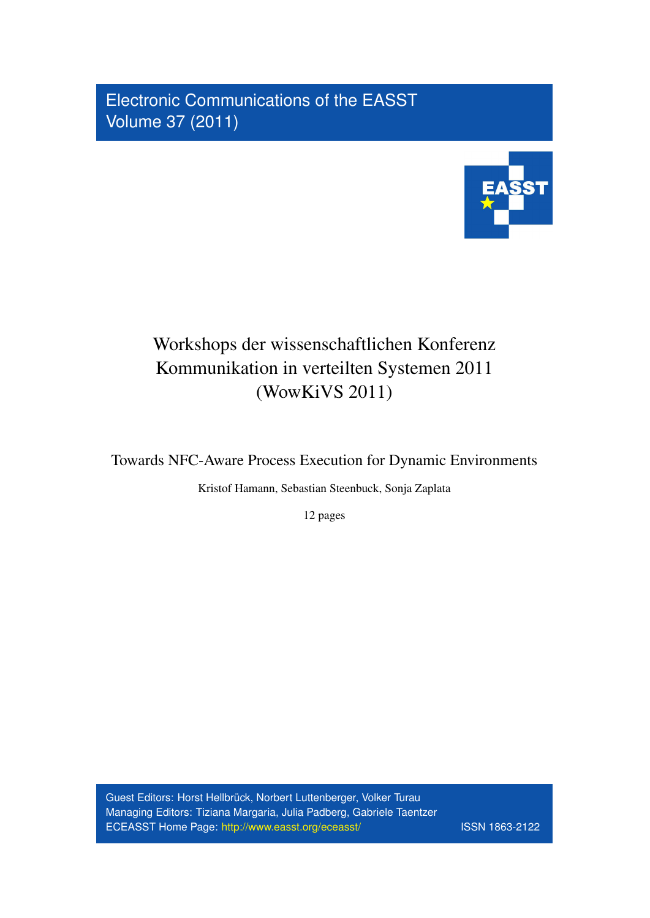Electronic Communications of the EASST
Volume 37 (2011)

# Workshops der wissenschaftlichen Konferenz Kommunikation in verteilten Systemen 2011 (WowKiVS 2011)

## Towards NFC-Aware Process Execution for Dynamic Environments

Kristof Hamann, Sebastian Steenbuck, Sonja Zaplata

12 pages

Guest Editors: Horst Hellbrück, Norbert Luttenberger, Volker Turau
Managing Editors: Tiziana Margaria, Julia Padberg, Gabriele Taentzer
ECEASST Home Page: http://www.easst.org/eceasst/ ISSN 1863-2122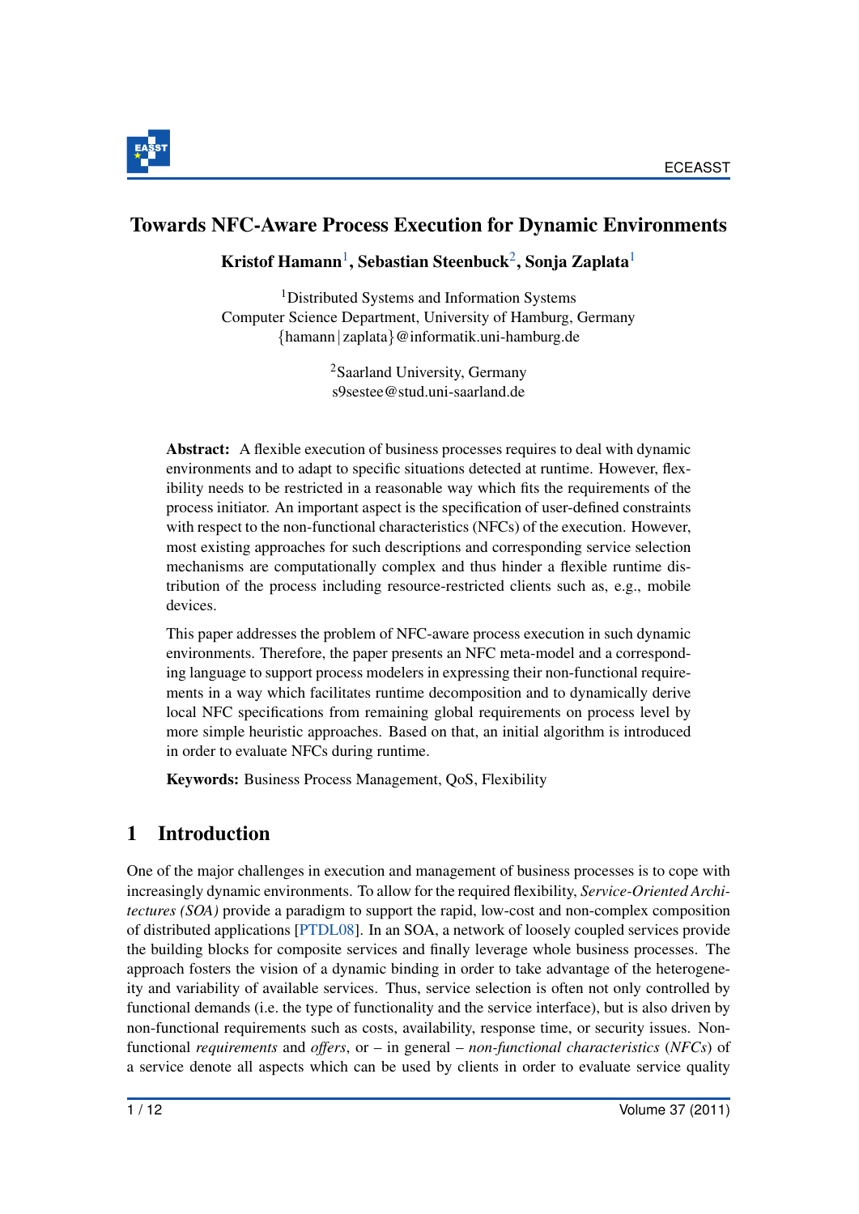# Towards NFC-Aware Process Execution for Dynamic Environments

**Kristof Hamann**[1], **Sebastian Steenbuck**[2], **Sonja Zaplata**[1]

[1]Distributed Systems and Information Systems
Computer Science Department, University of Hamburg, Germany
{hamann|zaplata}@informatik.uni-hamburg.de

[2]Saarland University, Germany
s9sestee@stud.uni-saarland.de

**Abstract:** A flexible execution of business processes requires to deal with dynamic environments and to adapt to specific situations detected at runtime. However, flexibility needs to be restricted in a reasonable way which fits the requirements of the process initiator. An important aspect is the specification of user-defined constraints with respect to the non-functional characteristics (NFCs) of the execution. However, most existing approaches for such descriptions and corresponding service selection mechanisms are computationally complex and thus hinder a flexible runtime distribution of the process including resource-restricted clients such as, e.g., mobile devices.

This paper addresses the problem of NFC-aware process execution in such dynamic environments. Therefore, the paper presents an NFC meta-model and a corresponding language to support process modelers in expressing their non-functional requirements in a way which facilitates runtime decomposition and to dynamically derive local NFC specifications from remaining global requirements on process level by more simple heuristic approaches. Based on that, an initial algorithm is introduced in order to evaluate NFCs during runtime.

**Keywords:** Business Process Management, QoS, Flexibility

## 1 Introduction

One of the major challenges in execution and management of business processes is to cope with increasingly dynamic environments. To allow for the required flexibility, *Service-Oriented Architectures (SOA)* provide a paradigm to support the rapid, low-cost and non-complex composition of distributed applications [PTDL08]. In an SOA, a network of loosely coupled services provide the building blocks for composite services and finally leverage whole business processes. The approach fosters the vision of a dynamic binding in order to take advantage of the heterogeneity and variability of available services. Thus, service selection is often not only controlled by functional demands (i.e. the type of functionality and the service interface), but is also driven by non-functional requirements such as costs, availability, response time, or security issues. Non-functional *requirements* and *offers*, or – in general – *non-functional characteristics* (*NFCs*) of a service denote all aspects which can be used by clients in order to evaluate service quality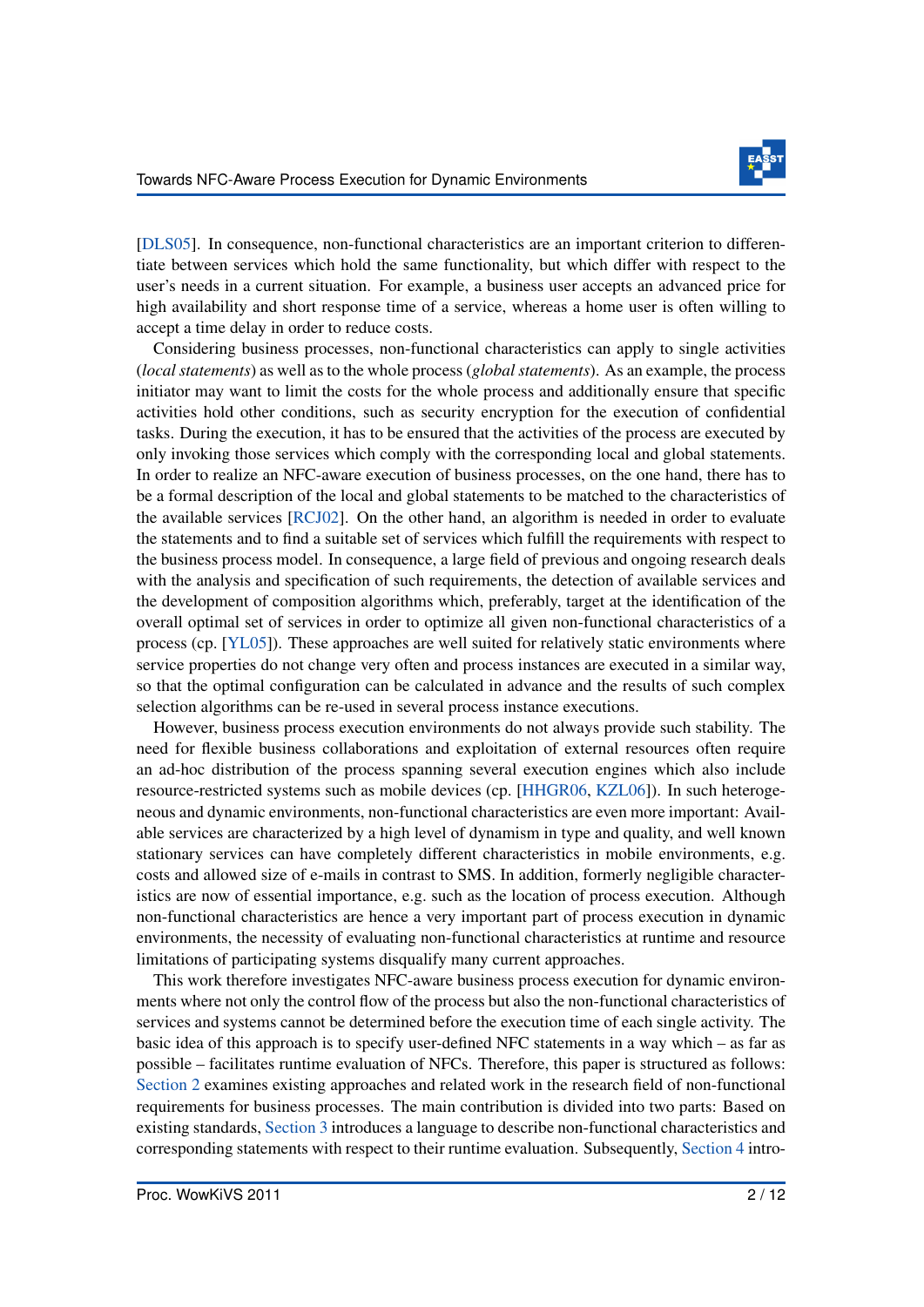[DLS05]. In consequence, non-functional characteristics are an important criterion to differentiate between services which hold the same functionality, but which differ with respect to the user's needs in a current situation. For example, a business user accepts an advanced price for high availability and short response time of a service, whereas a home user is often willing to accept a time delay in order to reduce costs.

Considering business processes, non-functional characteristics can apply to single activities (*local statements*) as well as to the whole process (*global statements*). As an example, the process initiator may want to limit the costs for the whole process and additionally ensure that specific activities hold other conditions, such as security encryption for the execution of confidential tasks. During the execution, it has to be ensured that the activities of the process are executed by only invoking those services which comply with the corresponding local and global statements. In order to realize an NFC-aware execution of business processes, on the one hand, there has to be a formal description of the local and global statements to be matched to the characteristics of the available services [RCJ02]. On the other hand, an algorithm is needed in order to evaluate the statements and to find a suitable set of services which fulfill the requirements with respect to the business process model. In consequence, a large field of previous and ongoing research deals with the analysis and specification of such requirements, the detection of available services and the development of composition algorithms which, preferably, target at the identification of the overall optimal set of services in order to optimize all given non-functional characteristics of a process (cp. [YL05]). These approaches are well suited for relatively static environments where service properties do not change very often and process instances are executed in a similar way, so that the optimal configuration can be calculated in advance and the results of such complex selection algorithms can be re-used in several process instance executions.

However, business process execution environments do not always provide such stability. The need for flexible business collaborations and exploitation of external resources often require an ad-hoc distribution of the process spanning several execution engines which also include resource-restricted systems such as mobile devices (cp. [HHGR06, KZL06]). In such heterogeneous and dynamic environments, non-functional characteristics are even more important: Available services are characterized by a high level of dynamism in type and quality, and well known stationary services can have completely different characteristics in mobile environments, e.g. costs and allowed size of e-mails in contrast to SMS. In addition, formerly negligible characteristics are now of essential importance, e.g. such as the location of process execution. Although non-functional characteristics are hence a very important part of process execution in dynamic environments, the necessity of evaluating non-functional characteristics at runtime and resource limitations of participating systems disqualify many current approaches.

This work therefore investigates NFC-aware business process execution for dynamic environments where not only the control flow of the process but also the non-functional characteristics of services and systems cannot be determined before the execution time of each single activity. The basic idea of this approach is to specify user-defined NFC statements in a way which – as far as possible – facilitates runtime evaluation of NFCs. Therefore, this paper is structured as follows: Section 2 examines existing approaches and related work in the research field of non-functional requirements for business processes. The main contribution is divided into two parts: Based on existing standards, Section 3 introduces a language to describe non-functional characteristics and corresponding statements with respect to their runtime evaluation. Subsequently, Section 4 intro-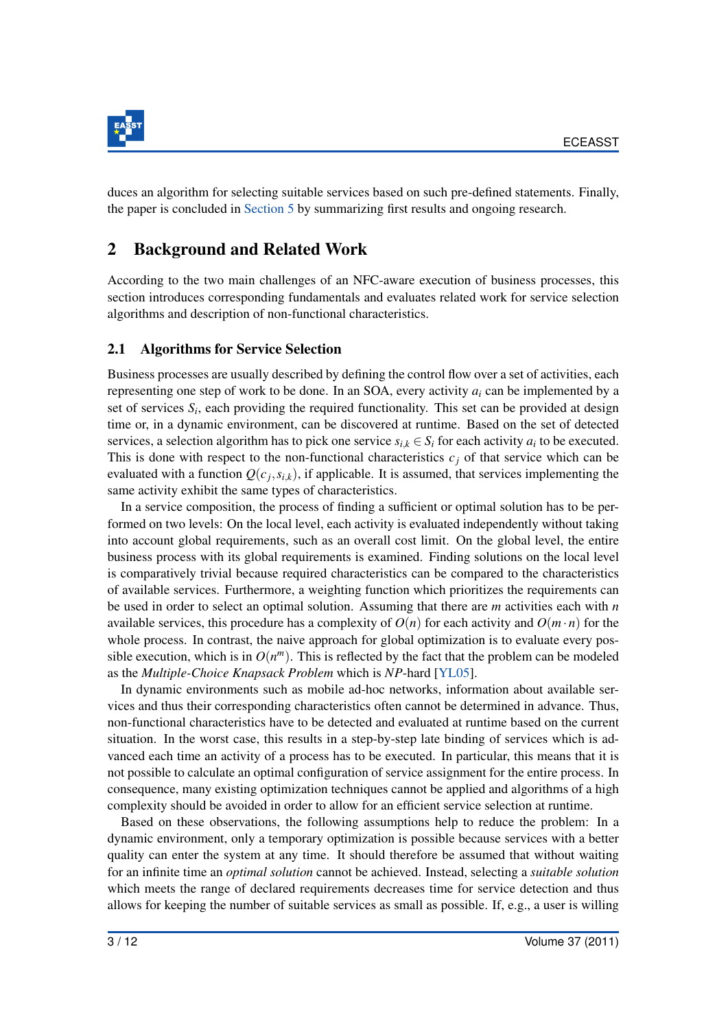duces an algorithm for selecting suitable services based on such pre-defined statements. Finally, the paper is concluded in Section 5 by summarizing first results and ongoing research.

## 2 Background and Related Work

According to the two main challenges of an NFC-aware execution of business processes, this section introduces corresponding fundamentals and evaluates related work for service selection algorithms and description of non-functional characteristics.

### 2.1 Algorithms for Service Selection

Business processes are usually described by defining the control flow over a set of activities, each representing one step of work to be done. In an SOA, every activity $a_i$ can be implemented by a set of services $S_i$, each providing the required functionality. This set can be provided at design time or, in a dynamic environment, can be discovered at runtime. Based on the set of detected services, a selection algorithm has to pick one service $s_{i,k} \in S_i$ for each activity $a_i$ to be executed. This is done with respect to the non-functional characteristics $c_j$ of that service which can be evaluated with a function $Q(c_j, s_{i,k})$, if applicable. It is assumed, that services implementing the same activity exhibit the same types of characteristics.

In a service composition, the process of finding a sufficient or optimal solution has to be performed on two levels: On the local level, each activity is evaluated independently without taking into account global requirements, such as an overall cost limit. On the global level, the entire business process with its global requirements is examined. Finding solutions on the local level is comparatively trivial because required characteristics can be compared to the characteristics of available services. Furthermore, a weighting function which prioritizes the requirements can be used in order to select an optimal solution. Assuming that there are $m$ activities each with $n$ available services, this procedure has a complexity of $O(n)$ for each activity and $O(m \cdot n)$ for the whole process. In contrast, the naive approach for global optimization is to evaluate every possible execution, which is in $O(n^m)$. This is reflected by the fact that the problem can be modeled as the *Multiple-Choice Knapsack Problem* which is *NP*-hard [YL05].

In dynamic environments such as mobile ad-hoc networks, information about available services and thus their corresponding characteristics often cannot be determined in advance. Thus, non-functional characteristics have to be detected and evaluated at runtime based on the current situation. In the worst case, this results in a step-by-step late binding of services which is advanced each time an activity of a process has to be executed. In particular, this means that it is not possible to calculate an optimal configuration of service assignment for the entire process. In consequence, many existing optimization techniques cannot be applied and algorithms of a high complexity should be avoided in order to allow for an efficient service selection at runtime.

Based on these observations, the following assumptions help to reduce the problem: In a dynamic environment, only a temporary optimization is possible because services with a better quality can enter the system at any time. It should therefore be assumed that without waiting for an infinite time an *optimal solution* cannot be achieved. Instead, selecting a *suitable solution* which meets the range of declared requirements decreases time for service detection and thus allows for keeping the number of suitable services as small as possible. If, e.g., a user is willing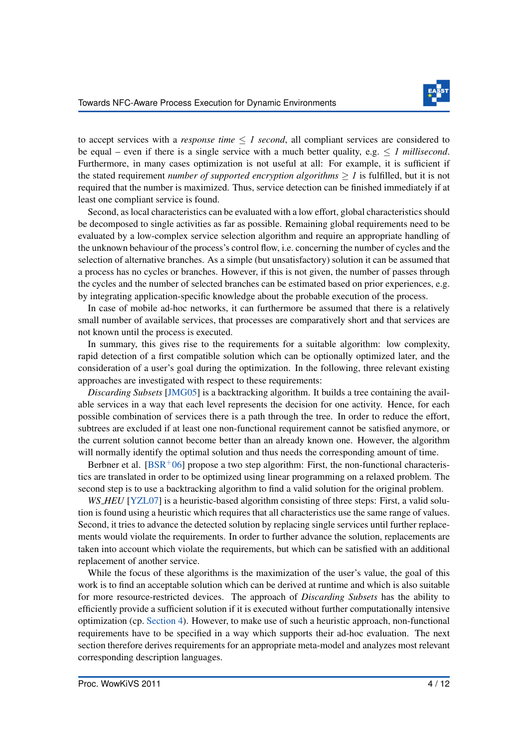to accept services with a *response time* $\leq$ *1 second*, all compliant services are considered to be equal – even if there is a single service with a much better quality, e.g. $\leq$ *1 millisecond*. Furthermore, in many cases optimization is not useful at all: For example, it is sufficient if the stated requirement *number of supported encryption algorithms* $\geq$ *1* is fulfilled, but it is not required that the number is maximized. Thus, service detection can be finished immediately if at least one compliant service is found.

Second, as local characteristics can be evaluated with a low effort, global characteristics should be decomposed to single activities as far as possible. Remaining global requirements need to be evaluated by a low-complex service selection algorithm and require an appropriate handling of the unknown behaviour of the process's control flow, i.e. concerning the number of cycles and the selection of alternative branches. As a simple (but unsatisfactory) solution it can be assumed that a process has no cycles or branches. However, if this is not given, the number of passes through the cycles and the number of selected branches can be estimated based on prior experiences, e.g. by integrating application-specific knowledge about the probable execution of the process.

In case of mobile ad-hoc networks, it can furthermore be assumed that there is a relatively small number of available services, that processes are comparatively short and that services are not known until the process is executed.

In summary, this gives rise to the requirements for a suitable algorithm: low complexity, rapid detection of a first compatible solution which can be optionally optimized later, and the consideration of a user's goal during the optimization. In the following, three relevant existing approaches are investigated with respect to these requirements:

*Discarding Subsets* [JMG05] is a backtracking algorithm. It builds a tree containing the available services in a way that each level represents the decision for one activity. Hence, for each possible combination of services there is a path through the tree. In order to reduce the effort, subtrees are excluded if at least one non-functional requirement cannot be satisfied anymore, or the current solution cannot become better than an already known one. However, the algorithm will normally identify the optimal solution and thus needs the corresponding amount of time.

Berbner et al. [BSR+06] propose a two step algorithm: First, the non-functional characteristics are translated in order to be optimized using linear programming on a relaxed problem. The second step is to use a backtracking algorithm to find a valid solution for the original problem.

*WS_HEU* [YZL07] is a heuristic-based algorithm consisting of three steps: First, a valid solution is found using a heuristic which requires that all characteristics use the same range of values. Second, it tries to advance the detected solution by replacing single services until further replacements would violate the requirements. In order to further advance the solution, replacements are taken into account which violate the requirements, but which can be satisfied with an additional replacement of another service.

While the focus of these algorithms is the maximization of the user's value, the goal of this work is to find an acceptable solution which can be derived at runtime and which is also suitable for more resource-restricted devices. The approach of *Discarding Subsets* has the ability to efficiently provide a sufficient solution if it is executed without further computationally intensive optimization (cp. Section 4). However, to make use of such a heuristic approach, non-functional requirements have to be specified in a way which supports their ad-hoc evaluation. The next section therefore derives requirements for an appropriate meta-model and analyzes most relevant corresponding description languages.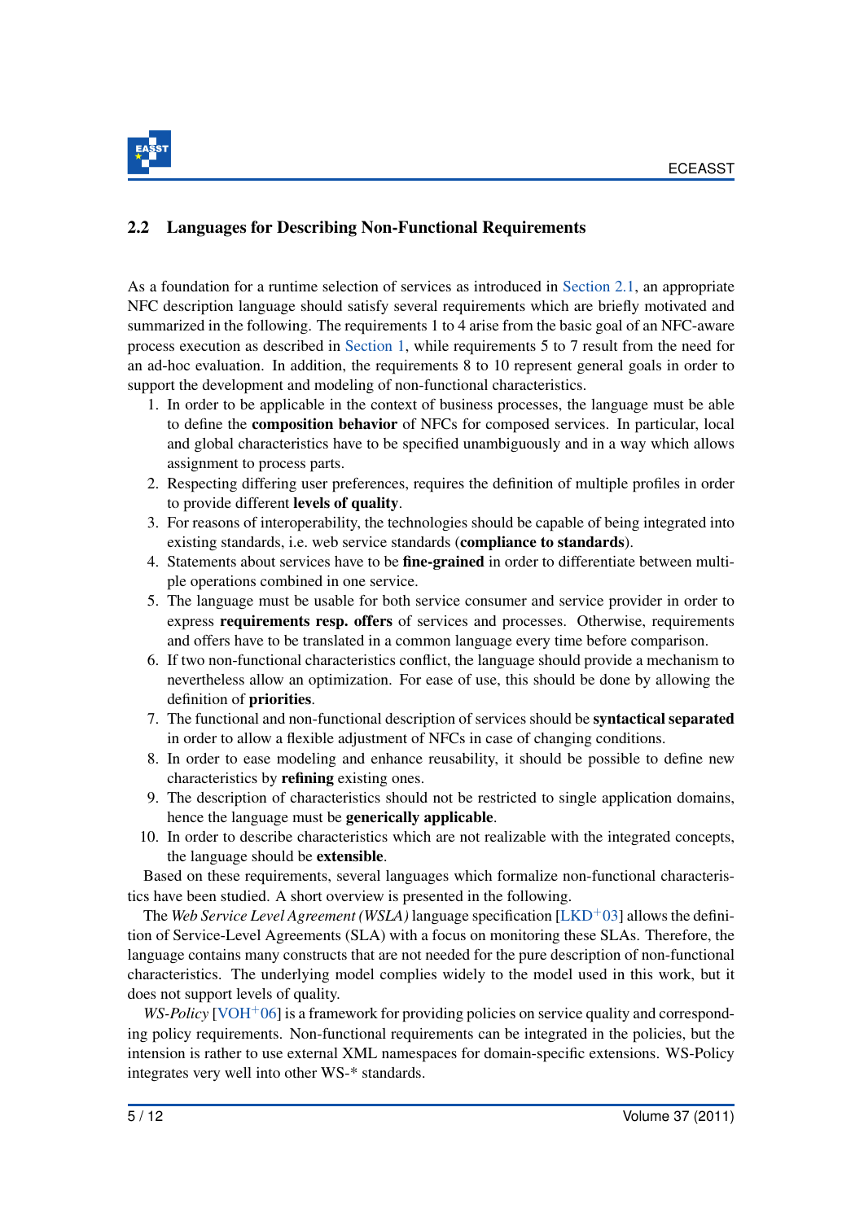## 2.2 Languages for Describing Non-Functional Requirements

As a foundation for a runtime selection of services as introduced in Section 2.1, an appropriate NFC description language should satisfy several requirements which are briefly motivated and summarized in the following. The requirements 1 to 4 arise from the basic goal of an NFC-aware process execution as described in Section 1, while requirements 5 to 7 result from the need for an ad-hoc evaluation. In addition, the requirements 8 to 10 represent general goals in order to support the development and modeling of non-functional characteristics.

1. In order to be applicable in the context of business processes, the language must be able to define the **composition behavior** of NFCs for composed services. In particular, local and global characteristics have to be specified unambiguously and in a way which allows assignment to process parts.
2. Respecting differing user preferences, requires the definition of multiple profiles in order to provide different **levels of quality**.
3. For reasons of interoperability, the technologies should be capable of being integrated into existing standards, i.e. web service standards (**compliance to standards**).
4. Statements about services have to be **fine-grained** in order to differentiate between multiple operations combined in one service.
5. The language must be usable for both service consumer and service provider in order to express **requirements resp. offers** of services and processes. Otherwise, requirements and offers have to be translated in a common language every time before comparison.
6. If two non-functional characteristics conflict, the language should provide a mechanism to nevertheless allow an optimization. For ease of use, this should be done by allowing the definition of **priorities**.
7. The functional and non-functional description of services should be **syntactical separated** in order to allow a flexible adjustment of NFCs in case of changing conditions.
8. In order to ease modeling and enhance reusability, it should be possible to define new characteristics by **refining** existing ones.
9. The description of characteristics should not be restricted to single application domains, hence the language must be **generically applicable**.
10. In order to describe characteristics which are not realizable with the integrated concepts, the language should be **extensible**.

Based on these requirements, several languages which formalize non-functional characteristics have been studied. A short overview is presented in the following.

The *Web Service Level Agreement (WSLA)* language specification [LKD+03] allows the definition of Service-Level Agreements (SLA) with a focus on monitoring these SLAs. Therefore, the language contains many constructs that are not needed for the pure description of non-functional characteristics. The underlying model complies widely to the model used in this work, but it does not support levels of quality.

*WS-Policy* [VOH+06] is a framework for providing policies on service quality and corresponding policy requirements. Non-functional requirements can be integrated in the policies, but the intension is rather to use external XML namespaces for domain-specific extensions. WS-Policy integrates very well into other WS-* standards.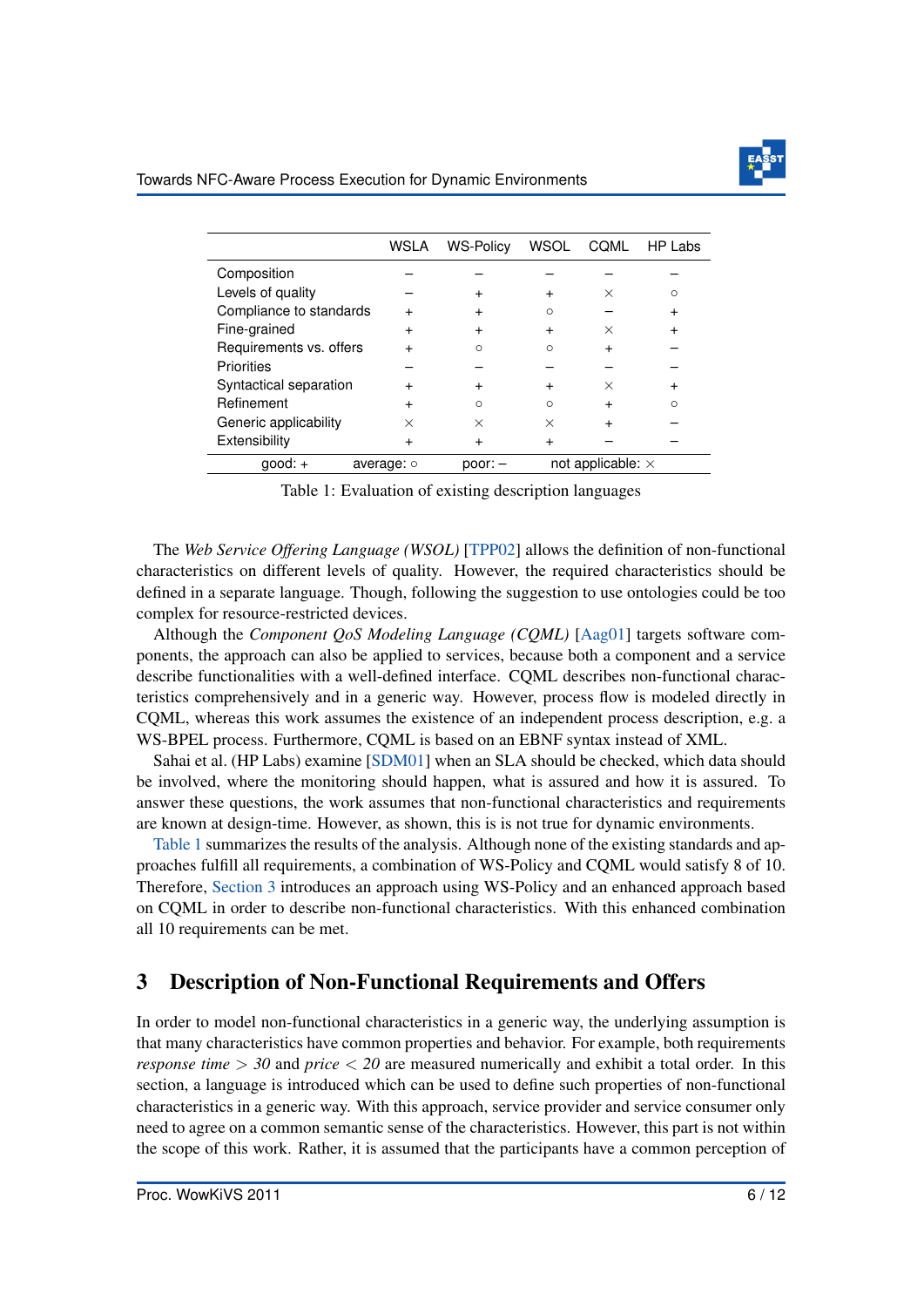| | WSLA | WS-Policy | WSOL | CQML | HP Labs |
|---|---|---|---|---|---|
| Composition | – | – | – | – | – |
| Levels of quality | – | + | + | × | ○ |
| Compliance to standards | + | + | ○ | – | + |
| Fine-grained | + | + | + | × | + |
| Requirements vs. offers | + | ○ | ○ | + | – |
| Priorities | – | – | – | – | – |
| Syntactical separation | + | + | + | × | + |
| Refinement | + | ○ | ○ | + | ○ |
| Generic applicability | × | × | × | + | – |
| Extensibility | + | + | + | – | – |
| good: + | average: ○ | poor: – | not applicable: × | | |

Table 1: Evaluation of existing description languages

The *Web Service Offering Language (WSOL)* [TPP02] allows the definition of non-functional characteristics on different levels of quality. However, the required characteristics should be defined in a separate language. Though, following the suggestion to use ontologies could be too complex for resource-restricted devices.

Although the *Component QoS Modeling Language (CQML)* [Aag01] targets software components, the approach can also be applied to services, because both a component and a service describe functionalities with a well-defined interface. CQML describes non-functional characteristics comprehensively and in a generic way. However, process flow is modeled directly in CQML, whereas this work assumes the existence of an independent process description, e.g. a WS-BPEL process. Furthermore, CQML is based on an EBNF syntax instead of XML.

Sahai et al. (HP Labs) examine [SDM01] when an SLA should be checked, which data should be involved, where the monitoring should happen, what is assured and how it is assured. To answer these questions, the work assumes that non-functional characteristics and requirements are known at design-time. However, as shown, this is is not true for dynamic environments.

Table 1 summarizes the results of the analysis. Although none of the existing standards and approaches fulfill all requirements, a combination of WS-Policy and CQML would satisfy 8 of 10. Therefore, Section 3 introduces an approach using WS-Policy and an enhanced approach based on CQML in order to describe non-functional characteristics. With this enhanced combination all 10 requirements can be met.

## 3 Description of Non-Functional Requirements and Offers

In order to model non-functional characteristics in a generic way, the underlying assumption is that many characteristics have common properties and behavior. For example, both requirements *response time* $> 30$ and *price* $< 20$ are measured numerically and exhibit a total order. In this section, a language is introduced which can be used to define such properties of non-functional characteristics in a generic way. With this approach, service provider and service consumer only need to agree on a common semantic sense of the characteristics. However, this part is not within the scope of this work. Rather, it is assumed that the participants have a common perception of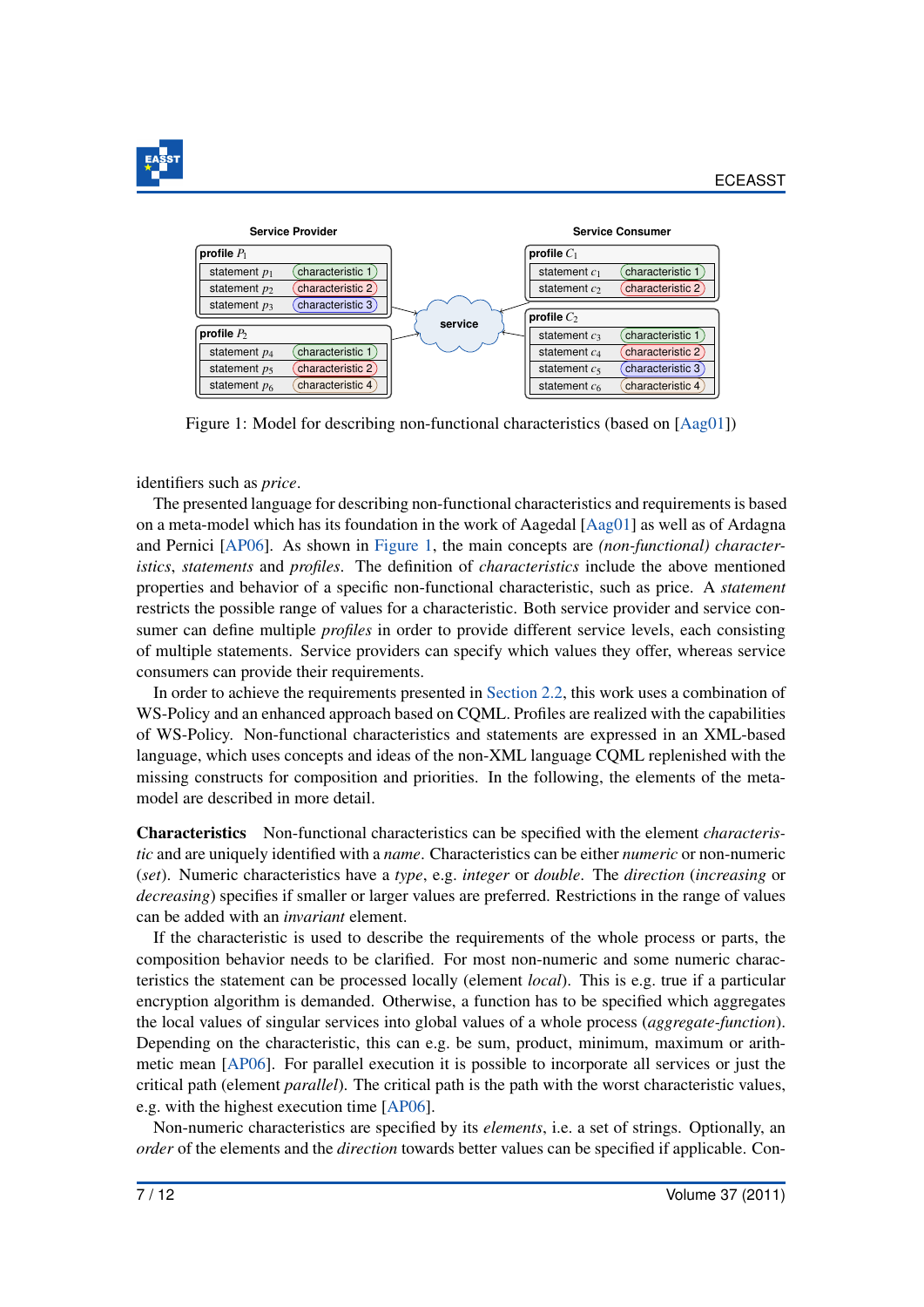Figure 1: Model for describing non-functional characteristics (based on [Aag01])

identifiers such as *price*.

The presented language for describing non-functional characteristics and requirements is based on a meta-model which has its foundation in the work of Aagedal [Aag01] as well as of Ardagna and Pernici [AP06]. As shown in Figure 1, the main concepts are *(non-functional) characteristics*, *statements* and *profiles*. The definition of *characteristics* include the above mentioned properties and behavior of a specific non-functional characteristic, such as price. A *statement* restricts the possible range of values for a characteristic. Both service provider and service consumer can define multiple *profiles* in order to provide different service levels, each consisting of multiple statements. Service providers can specify which values they offer, whereas service consumers can provide their requirements.

In order to achieve the requirements presented in Section 2.2, this work uses a combination of WS-Policy and an enhanced approach based on CQML. Profiles are realized with the capabilities of WS-Policy. Non-functional characteristics and statements are expressed in an XML-based language, which uses concepts and ideas of the non-XML language CQML replenished with the missing constructs for composition and priorities. In the following, the elements of the meta-model are described in more detail.

**Characteristics** Non-functional characteristics can be specified with the element *characteristic* and are uniquely identified with a *name*. Characteristics can be either *numeric* or non-numeric (*set*). Numeric characteristics have a *type*, e.g. *integer* or *double*. The *direction* (*increasing* or *decreasing*) specifies if smaller or larger values are preferred. Restrictions in the range of values can be added with an *invariant* element.

If the characteristic is used to describe the requirements of the whole process or parts, the composition behavior needs to be clarified. For most non-numeric and some numeric characteristics the statement can be processed locally (element *local*). This is e.g. true if a particular encryption algorithm is demanded. Otherwise, a function has to be specified which aggregates the local values of singular services into global values of a whole process (*aggregate-function*). Depending on the characteristic, this can e.g. be sum, product, minimum, maximum or arithmetic mean [AP06]. For parallel execution it is possible to incorporate all services or just the critical path (element *parallel*). The critical path is the path with the worst characteristic values, e.g. with the highest execution time [AP06].

Non-numeric characteristics are specified by its *elements*, i.e. a set of strings. Optionally, an *order* of the elements and the *direction* towards better values can be specified if applicable. Con-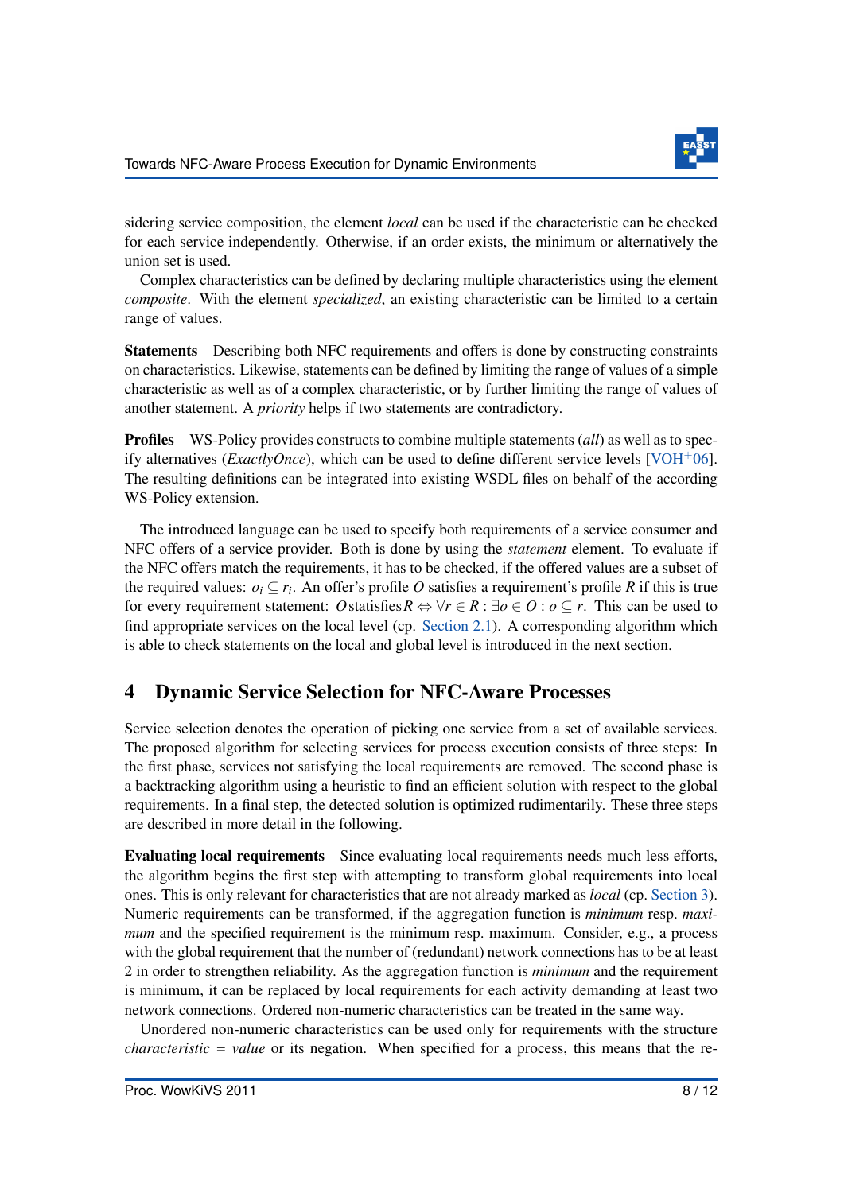sidering service composition, the element *local* can be used if the characteristic can be checked for each service independently. Otherwise, if an order exists, the minimum or alternatively the union set is used.

Complex characteristics can be defined by declaring multiple characteristics using the element *composite*. With the element *specialized*, an existing characteristic can be limited to a certain range of values.

**Statements** Describing both NFC requirements and offers is done by constructing constraints on characteristics. Likewise, statements can be defined by limiting the range of values of a simple characteristic as well as of a complex characteristic, or by further limiting the range of values of another statement. A *priority* helps if two statements are contradictory.

**Profiles** WS-Policy provides constructs to combine multiple statements (*all*) as well as to specify alternatives (*ExactlyOnce*), which can be used to define different service levels [VOH+06]. The resulting definitions can be integrated into existing WSDL files on behalf of the according WS-Policy extension.

The introduced language can be used to specify both requirements of a service consumer and NFC offers of a service provider. Both is done by using the *statement* element. To evaluate if the NFC offers match the requirements, it has to be checked, if the offered values are a subset of the required values: $o_i \subseteq r_i$. An offer's profile $O$ satisfies a requirement's profile $R$ if this is true for every requirement statement: $O \, \text{satisfies} \, R \Leftrightarrow \forall r \in R : \exists o \in O : o \subseteq r$. This can be used to find appropriate services on the local level (cp. Section 2.1). A corresponding algorithm which is able to check statements on the local and global level is introduced in the next section.

## 4 Dynamic Service Selection for NFC-Aware Processes

Service selection denotes the operation of picking one service from a set of available services. The proposed algorithm for selecting services for process execution consists of three steps: In the first phase, services not satisfying the local requirements are removed. The second phase is a backtracking algorithm using a heuristic to find an efficient solution with respect to the global requirements. In a final step, the detected solution is optimized rudimentarily. These three steps are described in more detail in the following.

**Evaluating local requirements** Since evaluating local requirements needs much less efforts, the algorithm begins the first step with attempting to transform global requirements into local ones. This is only relevant for characteristics that are not already marked as *local* (cp. Section 3). Numeric requirements can be transformed, if the aggregation function is *minimum* resp. *maximum* and the specified requirement is the minimum resp. maximum. Consider, e.g., a process with the global requirement that the number of (redundant) network connections has to be at least 2 in order to strengthen reliability. As the aggregation function is *minimum* and the requirement is minimum, it can be replaced by local requirements for each activity demanding at least two network connections. Ordered non-numeric characteristics can be treated in the same way.

Unordered non-numeric characteristics can be used only for requirements with the structure *characteristic* = *value* or its negation. When specified for a process, this means that the re-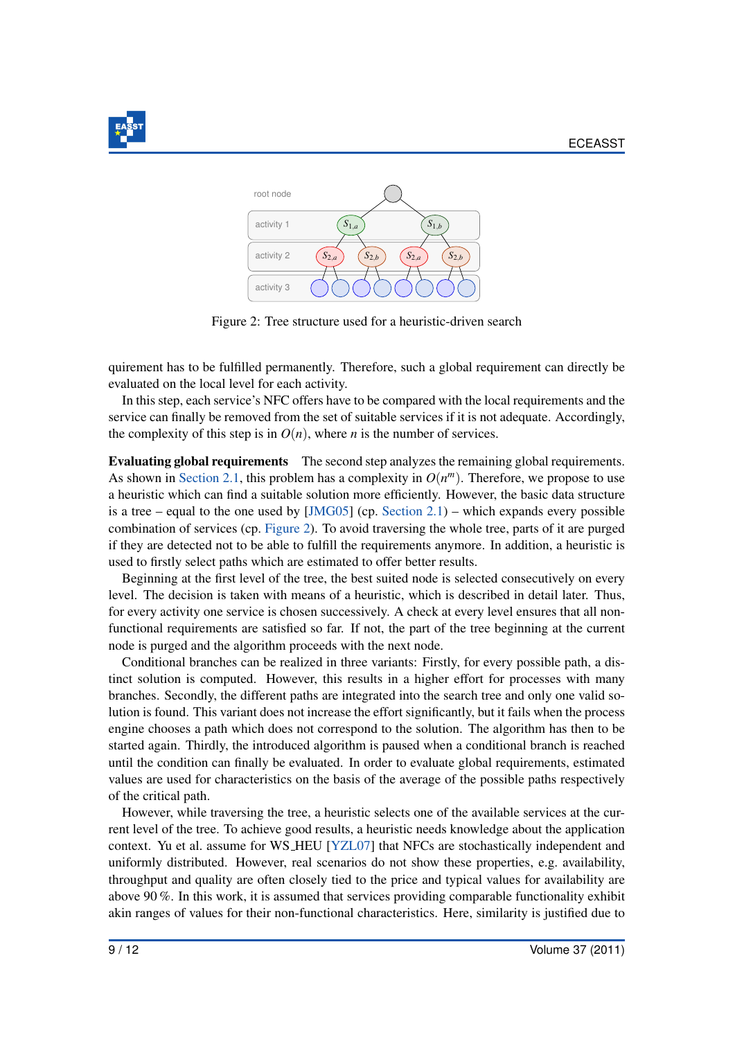Figure 2: Tree structure used for a heuristic-driven search

quirement has to be fulfilled permanently. Therefore, such a global requirement can directly be evaluated on the local level for each activity.

In this step, each service's NFC offers have to be compared with the local requirements and the service can finally be removed from the set of suitable services if it is not adequate. Accordingly, the complexity of this step is in $O(n)$, where $n$ is the number of services.

**Evaluating global requirements** The second step analyzes the remaining global requirements. As shown in Section 2.1, this problem has a complexity in $O(n^m)$. Therefore, we propose to use a heuristic which can find a suitable solution more efficiently. However, the basic data structure is a tree – equal to the one used by [JMG05] (cp. Section 2.1) – which expands every possible combination of services (cp. Figure 2). To avoid traversing the whole tree, parts of it are purged if they are detected not to be able to fulfill the requirements anymore. In addition, a heuristic is used to firstly select paths which are estimated to offer better results.

Beginning at the first level of the tree, the best suited node is selected consecutively on every level. The decision is taken with means of a heuristic, which is described in detail later. Thus, for every activity one service is chosen successively. A check at every level ensures that all non-functional requirements are satisfied so far. If not, the part of the tree beginning at the current node is purged and the algorithm proceeds with the next node.

Conditional branches can be realized in three variants: Firstly, for every possible path, a distinct solution is computed. However, this results in a higher effort for processes with many branches. Secondly, the different paths are integrated into the search tree and only one valid solution is found. This variant does not increase the effort significantly, but it fails when the process engine chooses a path which does not correspond to the solution. The algorithm has then to be started again. Thirdly, the introduced algorithm is paused when a conditional branch is reached until the condition can finally be evaluated. In order to evaluate global requirements, estimated values are used for characteristics on the basis of the average of the possible paths respectively of the critical path.

However, while traversing the tree, a heuristic selects one of the available services at the current level of the tree. To achieve good results, a heuristic needs knowledge about the application context. Yu et al. assume for WS_HEU [YZL07] that NFCs are stochastically independent and uniformly distributed. However, real scenarios do not show these properties, e.g. availability, throughput and quality are often closely tied to the price and typical values for availability are above 90 %. In this work, it is assumed that services providing comparable functionality exhibit akin ranges of values for their non-functional characteristics. Here, similarity is justified due to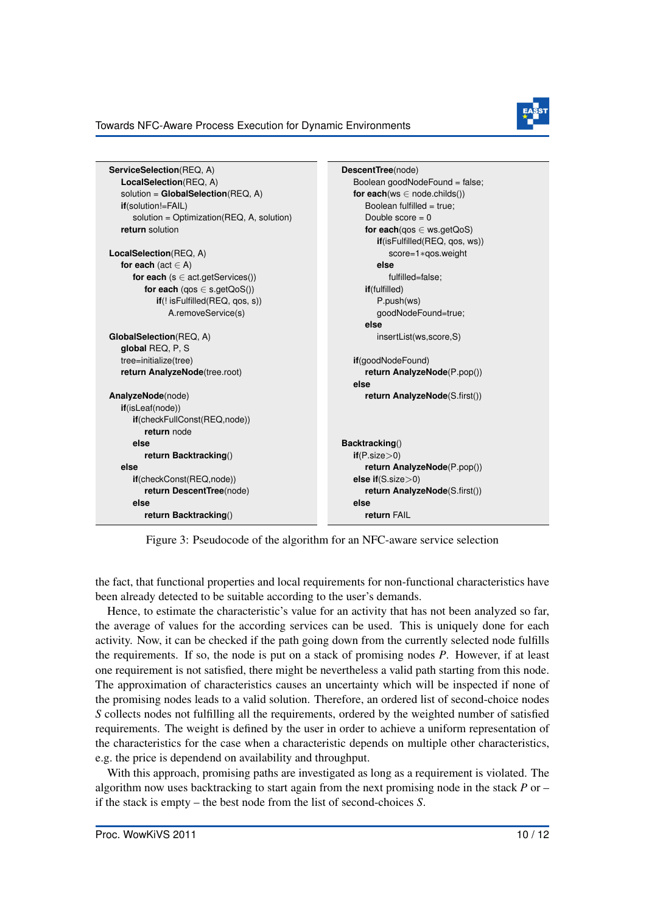```
ServiceSelection(REQ, A)
    LocalSelection(REQ, A)
    solution = GlobalSelection(REQ, A)
    if(solution!=FAIL)
        solution = Optimization(REQ, A, solution)
    return solution

LocalSelection(REQ, A)
    for each (act ∈ A)
        for each (s ∈ act.getServices())
            for each (qos ∈ s.getQoS())
                if(! isFulfilled(REQ, qos, s))
                    A.removeService(s)

GlobalSelection(REQ, A)
    global REQ, P, S
    tree=initialize(tree)
    return AnalyzeNode(tree.root)

AnalyzeNode(node)
    if(isLeaf(node))
        if(checkFullConst(REQ,node))
            return node
        else
            return Backtracking()
    else
        if(checkConst(REQ,node))
            return DescentTree(node)
        else
            return Backtracking()

DescentTree(node)
    Boolean goodNodeFound = false;
    for each(ws ∈ node.childs())
        Boolean fulfilled = true;
        Double score = 0
        for each(qos ∈ ws.getQoS)
            if(isFulfilled(REQ, qos, ws))
                score=1∗qos.weight
            else
                fulfilled=false;
        if(fulfilled)
            P.push(ws)
            goodNodeFound=true;
        else
            insertList(ws,score,S)

    if(goodNodeFound)
        return AnalyzeNode(P.pop())
    else
        return AnalyzeNode(S.first())

Backtracking()
    if(P.size>0)
        return AnalyzeNode(P.pop())
    else if(S.size>0)
        return AnalyzeNode(S.first())
    else
        return FAIL
```

Figure 3: Pseudocode of the algorithm for an NFC-aware service selection

the fact, that functional properties and local requirements for non-functional characteristics have been already detected to be suitable according to the user's demands.

Hence, to estimate the characteristic's value for an activity that has not been analyzed so far, the average of values for the according services can be used. This is uniquely done for each activity. Now, it can be checked if the path going down from the currently selected node fulfills the requirements. If so, the node is put on a stack of promising nodes $P$. However, if at least one requirement is not satisfied, there might be nevertheless a valid path starting from this node. The approximation of characteristics causes an uncertainty which will be inspected if none of the promising nodes leads to a valid solution. Therefore, an ordered list of second-choice nodes $S$ collects nodes not fulfilling all the requirements, ordered by the weighted number of satisfied requirements. The weight is defined by the user in order to achieve a uniform representation of the characteristics for the case when a characteristic depends on multiple other characteristics, e.g. the price is dependend on availability and throughput.

With this approach, promising paths are investigated as long as a requirement is violated. The algorithm now uses backtracking to start again from the next promising node in the stack $P$ or – if the stack is empty – the best node from the list of second-choices $S$.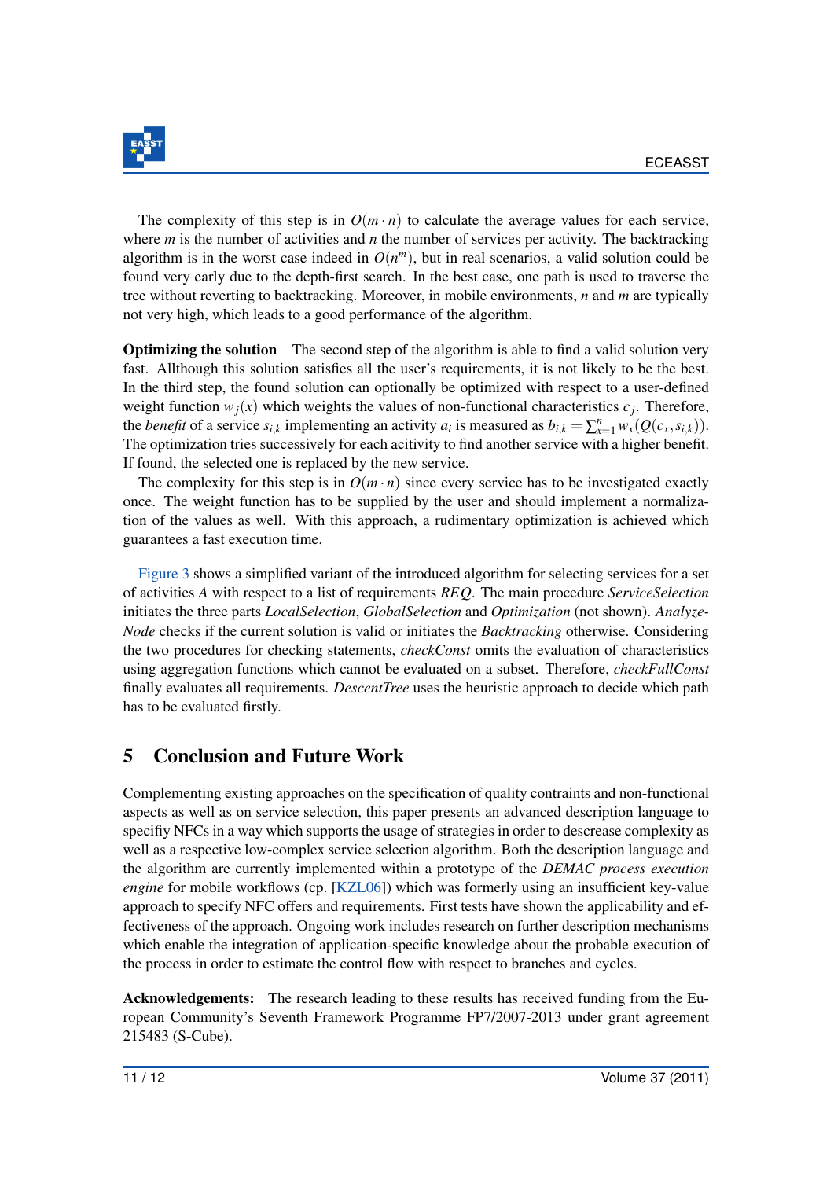The complexity of this step is in $O(m \cdot n)$ to calculate the average values for each service, where $m$ is the number of activities and $n$ the number of services per activity. The backtracking algorithm is in the worst case indeed in $O(n^m)$, but in real scenarios, a valid solution could be found very early due to the depth-first search. In the best case, one path is used to traverse the tree without reverting to backtracking. Moreover, in mobile environments, $n$ and $m$ are typically not very high, which leads to a good performance of the algorithm.

**Optimizing the solution** The second step of the algorithm is able to find a valid solution very fast. Allthough this solution satisfies all the user's requirements, it is not likely to be the best. In the third step, the found solution can optionally be optimized with respect to a user-defined weight function $w_j(x)$ which weights the values of non-functional characteristics $c_j$. Therefore, the *benefit* of a service $s_{i,k}$ implementing an activity $a_i$ is measured as $b_{i,k} = \sum_{x=1}^{n} w_x(Q(c_x, s_{i,k}))$. The optimization tries successively for each acitivity to find another service with a higher benefit. If found, the selected one is replaced by the new service.

The complexity for this step is in $O(m \cdot n)$ since every service has to be investigated exactly once. The weight function has to be supplied by the user and should implement a normalization of the values as well. With this approach, a rudimentary optimization is achieved which guarantees a fast execution time.

Figure 3 shows a simplified variant of the introduced algorithm for selecting services for a set of activities $A$ with respect to a list of requirements $REQ$. The main procedure *ServiceSelection* initiates the three parts *LocalSelection*, *GlobalSelection* and *Optimization* (not shown). *AnalyzeNode* checks if the current solution is valid or initiates the *Backtracking* otherwise. Considering the two procedures for checking statements, *checkConst* omits the evaluation of characteristics using aggregation functions which cannot be evaluated on a subset. Therefore, *checkFullConst* finally evaluates all requirements. *DescentTree* uses the heuristic approach to decide which path has to be evaluated firstly.

## 5 Conclusion and Future Work

Complementing existing approaches on the specification of quality contraints and non-functional aspects as well as on service selection, this paper presents an advanced description language to specifiy NFCs in a way which supports the usage of strategies in order to descrease complexity as well as a respective low-complex service selection algorithm. Both the description language and the algorithm are currently implemented within a prototype of the *DEMAC process execution engine* for mobile workflows (cp. [KZL06]) which was formerly using an insufficient key-value approach to specify NFC offers and requirements. First tests have shown the applicability and effectiveness of the approach. Ongoing work includes research on further description mechanisms which enable the integration of application-specific knowledge about the probable execution of the process in order to estimate the control flow with respect to branches and cycles.

**Acknowledgements:** The research leading to these results has received funding from the European Community's Seventh Framework Programme FP7/2007-2013 under grant agreement 215483 (S-Cube).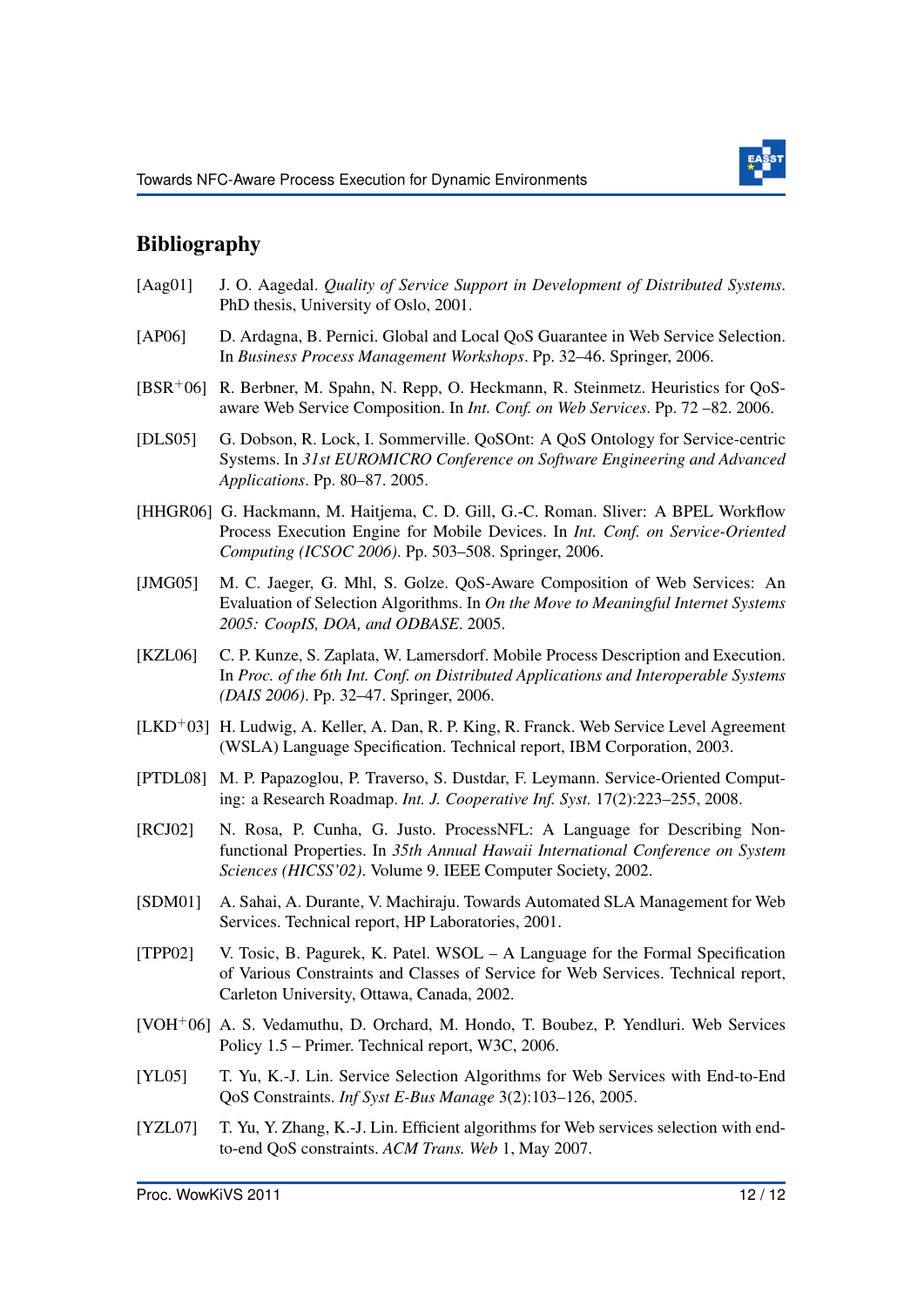## Bibliography

[Aag01] J. O. Aagedal. *Quality of Service Support in Development of Distributed Systems*. PhD thesis, University of Oslo, 2001.

[AP06] D. Ardagna, B. Pernici. Global and Local QoS Guarantee in Web Service Selection. In *Business Process Management Workshops*. Pp. 32–46. Springer, 2006.

[BSR+06] R. Berbner, M. Spahn, N. Repp, O. Heckmann, R. Steinmetz. Heuristics for QoS-aware Web Service Composition. In *Int. Conf. on Web Services*. Pp. 72 –82. 2006.

[DLS05] G. Dobson, R. Lock, I. Sommerville. QoSOnt: A QoS Ontology for Service-centric Systems. In *31st EUROMICRO Conference on Software Engineering and Advanced Applications*. Pp. 80–87. 2005.

[HHGR06] G. Hackmann, M. Haitjema, C. D. Gill, G.-C. Roman. Sliver: A BPEL Workflow Process Execution Engine for Mobile Devices. In *Int. Conf. on Service-Oriented Computing (ICSOC 2006)*. Pp. 503–508. Springer, 2006.

[JMG05] M. C. Jaeger, G. Mhl, S. Golze. QoS-Aware Composition of Web Services: An Evaluation of Selection Algorithms. In *On the Move to Meaningful Internet Systems 2005: CoopIS, DOA, and ODBASE*. 2005.

[KZL06] C. P. Kunze, S. Zaplata, W. Lamersdorf. Mobile Process Description and Execution. In *Proc. of the 6th Int. Conf. on Distributed Applications and Interoperable Systems (DAIS 2006)*. Pp. 32–47. Springer, 2006.

[LKD+03] H. Ludwig, A. Keller, A. Dan, R. P. King, R. Franck. Web Service Level Agreement (WSLA) Language Specification. Technical report, IBM Corporation, 2003.

[PTDL08] M. P. Papazoglou, P. Traverso, S. Dustdar, F. Leymann. Service-Oriented Computing: a Research Roadmap. *Int. J. Cooperative Inf. Syst.* 17(2):223–255, 2008.

[RCJ02] N. Rosa, P. Cunha, G. Justo. ProcessNFL: A Language for Describing Non-functional Properties. In *35th Annual Hawaii International Conference on System Sciences (HICSS'02)*. Volume 9. IEEE Computer Society, 2002.

[SDM01] A. Sahai, A. Durante, V. Machiraju. Towards Automated SLA Management for Web Services. Technical report, HP Laboratories, 2001.

[TPP02] V. Tosic, B. Pagurek, K. Patel. WSOL – A Language for the Formal Specification of Various Constraints and Classes of Service for Web Services. Technical report, Carleton University, Ottawa, Canada, 2002.

[VOH+06] A. S. Vedamuthu, D. Orchard, M. Hondo, T. Boubez, P. Yendluri. Web Services Policy 1.5 – Primer. Technical report, W3C, 2006.

[YL05] T. Yu, K.-J. Lin. Service Selection Algorithms for Web Services with End-to-End QoS Constraints. *Inf Syst E-Bus Manage* 3(2):103–126, 2005.

[YZL07] T. Yu, Y. Zhang, K.-J. Lin. Efficient algorithms for Web services selection with end-to-end QoS constraints. *ACM Trans. Web* 1, May 2007.